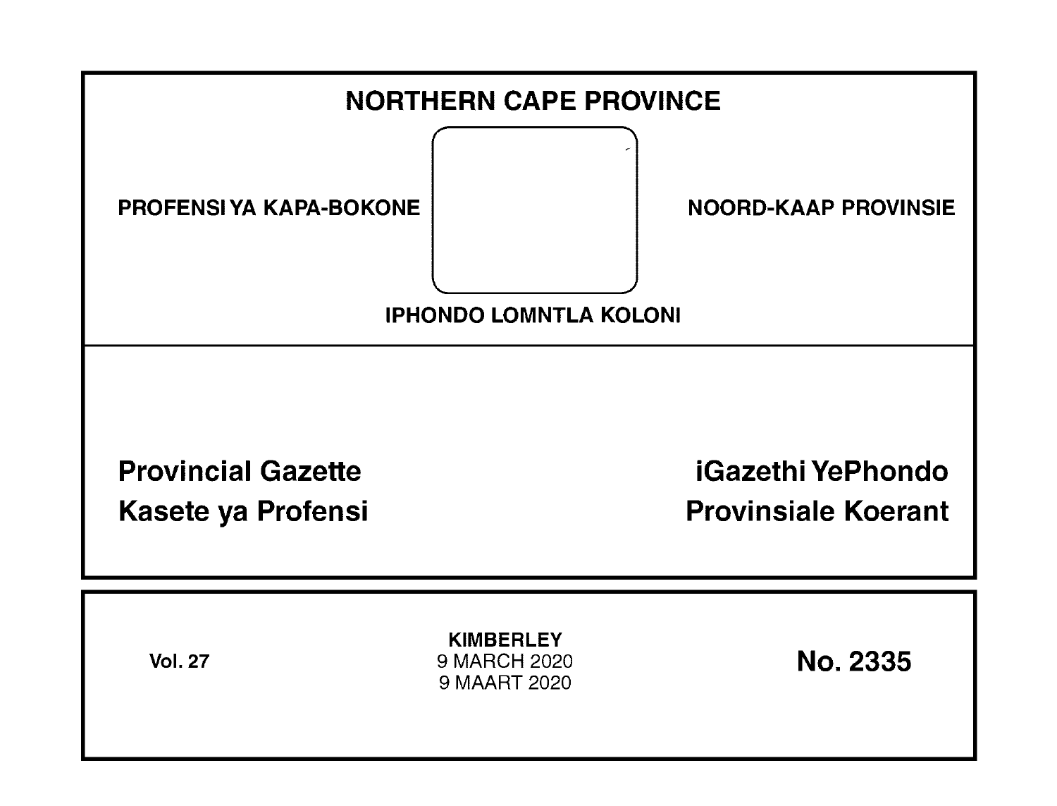# NORTHERN CAPE PROVINCE

PROFENSI YA KAPA-BOKONE

NOORD-KAAP PROVINSIE

IPHONDO LOMNTLA KOLONI

## Provincial Gazette
## Kasete ya Profensi

## iGazethi YePhondo
## Provinsiale Koerant

**Vol. 27**

**KIMBERLEY**
9 MARCH 2020
9 MAART 2020

**No. 2335**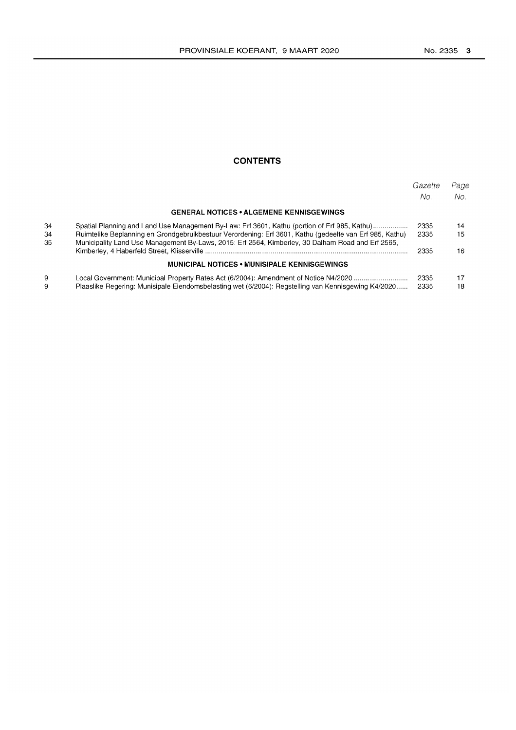## CONTENTS

| | | Gazette No. | Page No. |
|---|---|---|---|
| | **GENERAL NOTICES • ALGEMENE KENNISGEWINGS** | | |
| 34 | Spatial Planning and Land Use Management By-Law: Erf 3601, Kathu (portion of Erf 985, Kathu) | 2335 | 14 |
| 34 | Ruimtelike Beplanning en Grondgebruikbestuur Verordening: Erf 3601, Kathu (gedeelte van Erf 985, Kathu) | 2335 | 15 |
| 35 | Municipality Land Use Management By-Laws, 2015: Erf 2564, Kimberley, 30 Dalham Road and Erf 2565, Kimberley, 4 Haberfeld Street, Klisserville | 2335 | 16 |
| | **MUNICIPAL NOTICES • MUNISIPALE KENNISGEWINGS** | | |
| 9 | Local Government: Municipal Property Rates Act (6/2004): Amendment of Notice N4/2020 | 2335 | 17 |
| 9 | Plaaslike Regering: Munisipale Eiendomsbelasting wet (6/2004): Regstelling van Kennisgewing K4/2020 | 2335 | 18 |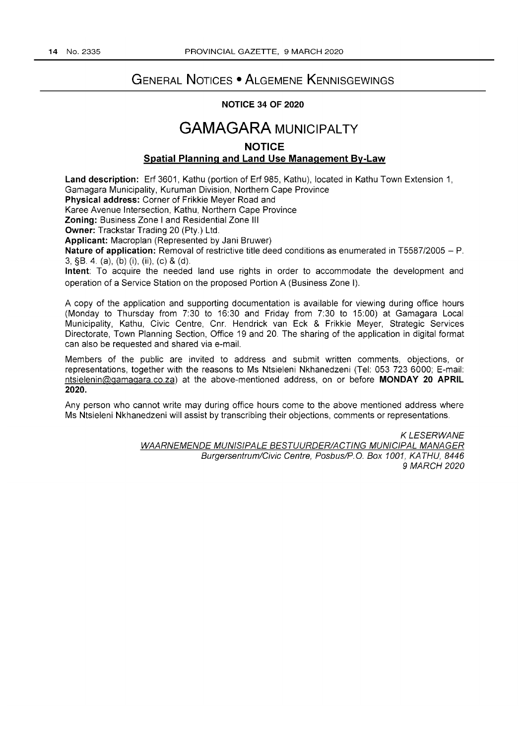## General Notices • Algemene Kennisgewings

**NOTICE 34 OF 2020**

# GAMAGARA MUNICIPALTY

### NOTICE

### Spatial Planning and Land Use Management By-Law

**Land description:** Erf 3601, Kathu (portion of Erf 985, Kathu), located in Kathu Town Extension 1, Gamagara Municipality, Kuruman Division, Northern Cape Province
**Physical address:** Corner of Frikkie Meyer Road and Karee Avenue Intersection, Kathu, Northern Cape Province
**Zoning:** Business Zone I and Residential Zone III
**Owner:** Trackstar Trading 20 (Pty.) Ltd.
**Applicant:** Macroplan (Represented by Jani Bruwer)
**Nature of application:** Removal of restrictive title deed conditions as enumerated in T5587/2005 – P. 3, §B. 4. (a), (b) (i), (ii), (c) & (d).
**Intent**: To acquire the needed land use rights in order to accommodate the development and operation of a Service Station on the proposed Portion A (Business Zone I).

A copy of the application and supporting documentation is available for viewing during office hours (Monday to Thursday from 7:30 to 16:30 and Friday from 7:30 to 15:00) at Gamagara Local Municipality, Kathu, Civic Centre, Cnr. Hendrick van Eck & Frikkie Meyer, Strategic Services Directorate, Town Planning Section, Office 19 and 20. The sharing of the application in digital format can also be requested and shared via e-mail.

Members of the public are invited to address and submit written comments, objections, or representations, together with the reasons to Ms Ntsieleni Nkhanedzeni (Tel: 053 723 6000; E-mail: ntsielenin@gamagara.co.za) at the above-mentioned address, on or before **MONDAY 20 APRIL 2020.**

Any person who cannot write may during office hours come to the above mentioned address where Ms Ntsieleni Nkhanedzeni will assist by transcribing their objections, comments or representations.

*K LESERWANE*
*WAARNEMENDE MUNISIPALE BESTUURDER/ACTING MUNICIPAL MANAGER*
*Burgersentrum/Civic Centre, Posbus/P.O. Box 1001, KATHU, 8446*
*9 MARCH 2020*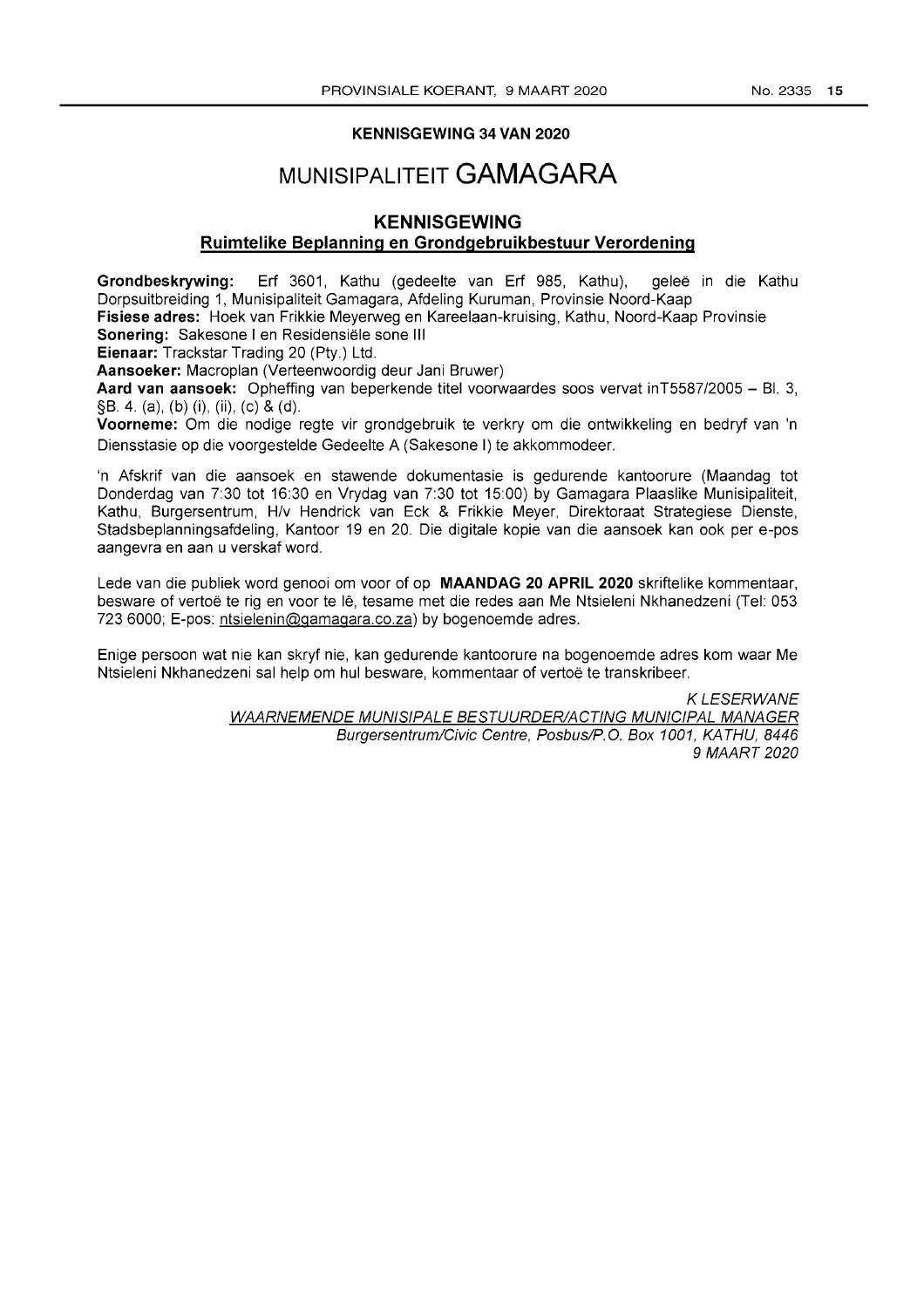**KENNISGEWING 34 VAN 2020**

# MUNISIPALITEIT GAMAGARA

## KENNISGEWING

**Ruimtelike Beplanning en Grondgebruikbestuur Verordening**

**Grondbeskrywing:** Erf 3601, Kathu (gedeelte van Erf 985, Kathu), geleë in die Kathu Dorpsuitbreiding 1, Munisipaliteit Gamagara, Afdeling Kuruman, Provinsie Noord-Kaap
**Fisiese adres:** Hoek van Frikkie Meyerweg en Kareelaan-kruising, Kathu, Noord-Kaap Provinsie
**Sonering:** Sakesone I en Residensiële sone III
**Eienaar:** Trackstar Trading 20 (Pty.) Ltd.
**Aansoeker:** Macroplan (Verteenwoordig deur Jani Bruwer)
**Aard van aansoek:** Opheffing van beperkende titel voorwaardes soos vervat inT5587/2005 – Bl. 3, §B. 4. (a), (b) (i), (ii), (c) & (d).
**Voorneme:** Om die nodige regte vir grondgebruik te verkry om die ontwikkeling en bedryf van 'n Diensstasie op die voorgestelde Gedeelte A (Sakesone I) te akkommodeer.

'n Afskrif van die aansoek en stawende dokumentasie is gedurende kantoorure (Maandag tot Donderdag van 7:30 tot 16:30 en Vrydag van 7:30 tot 15:00) by Gamagara Plaaslike Munisipaliteit, Kathu, Burgersentrum, H/v Hendrick van Eck & Frikkie Meyer, Direktoraat Strategiese Dienste, Stadsbeplanningsafdeling, Kantoor 19 en 20. Die digitale kopie van die aansoek kan ook per e-pos aangevra en aan u verskaf word.

Lede van die publiek word genooi om voor of op **MAANDAG 20 APRIL 2020** skriftelike kommentaar, besware of vertoë te rig en voor te lê, tesame met die redes aan Me Ntsieleni Nkhanedzeni (Tel: 053 723 6000; E-pos: ntsielenin@gamagara.co.za) by bogenoemde adres.

Enige persoon wat nie kan skryf nie, kan gedurende kantoorure na bogenoemde adres kom waar Me Ntsieleni Nkhanedzeni sal help om hul besware, kommentaar of vertoë te transkribeer.

*K LESERWANE*
*WAARNEMENDE MUNISIPALE BESTUURDER/ACTING MUNICIPAL MANAGER*
*Burgersentrum/Civic Centre, Posbus/P.O. Box 1001, KATHU, 8446*
*9 MAART 2020*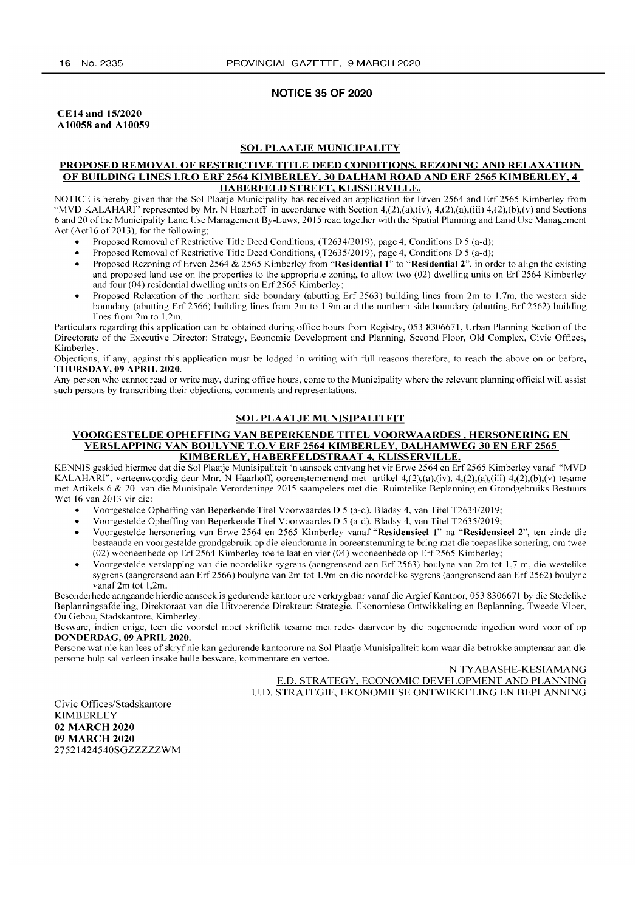## NOTICE 35 OF 2020

**CE14 and 15/2020**
**A10058 and A10059**

### SOL PLAATJE MUNICIPALITY

**PROPOSED REMOVAL OF RESTRICTIVE TITLE DEED CONDITIONS, REZONING AND RELAXATION OF BUILDING LINES I.R.O ERF 2564 KIMBERLEY, 30 DALHAM ROAD AND ERF 2565 KIMBERLEY, 4 HABERFELD STREET, KLISSERVILLE.**

NOTICE is hereby given that the Sol Plaatje Municipality has received an application for Erven 2564 and Erf 2565 Kimberley from "MVD KALAHARI" represented by Mr. N Haarhoff in accordance with Section 4,(2),(a),(iv), 4,(2),(a),(iii) 4,(2),(b),(v) and Sections 6 and 20 of the Municipality Land Use Management By-Laws, 2015 read together with the Spatial Planning and Land Use Management Act (Act16 of 2013), for the following;

- Proposed Removal of Restrictive Title Deed Conditions, (T2634/2019), page 4, Conditions D 5 (a-d);
- Proposed Removal of Restrictive Title Deed Conditions, (T2635/2019), page 4, Conditions D 5 (a-d);
- Proposed Rezoning of Erven 2564 & 2565 Kimberley from "**Residential 1**" to "**Residential 2**", in order to align the existing and proposed land use on the properties to the appropriate zoning, to allow two (02) dwelling units on Erf 2564 Kimberley and four (04) residential dwelling units on Erf 2565 Kimberley;
- Proposed Relaxation of the northern side boundary (abutting Erf 2563) building lines from 2m to 1.7m, the western side boundary (abutting Erf 2566) building lines from 2m to 1.9m and the northern side boundary (abutting Erf 2562) building lines from 2m to 1.2m.

Particulars regarding this application can be obtained during office hours from Registry, 053 8306671, Urban Planning Section of the Directorate of the Executive Director: Strategy, Economic Development and Planning, Second Floor, Old Complex, Civic Offices, Kimberley.

Objections, if any, against this application must be lodged in writing with full reasons therefore, to reach the above on or before, **THURSDAY, 09 APRIL 2020**.

Any person who cannot read or write may, during office hours, come to the Municipality where the relevant planning official will assist such persons by transcribing their objections, comments and representations.

### SOL PLAATJE MUNISIPALITEIT

**VOORGESTELDE OPHEFFING VAN BEPERKENDE TITEL VOORWAARDES , HERSONERING EN VERSLAPPING VAN BOULYNE T.O.V ERF 2564 KIMBERLEY, DALHAMWEG 30 EN ERF 2565 KIMBERLEY, HABERFELDSTRAAT 4, KLISSERVILLE.**

KENNIS geskied hiermee dat die Sol Plaatje Munisipaliteit 'n aansoek ontvang het vir Erwe 2564 en Erf 2565 Kimberley vanaf "MVD KALAHARI", verteenwoordig deur Mnr. N Haarhoff, ooreenstemmend met artikel 4,(2),(a),(iv), 4,(2),(a),(iii) 4,(2),(b),(v) tesame met Artikels 6 & 20 van die Munisipale Verordeninge 2015 saamgelees met die Ruimtelike Beplanning en Grondgebruiks Bestuurs Wet 16 van 2013 vir die:

- Voorgestelde Opheffing van Beperkende Titel Voorwaardes D 5 (a-d), Bladsy 4, van Titel T2634/2019;
- Voorgestelde Opheffing van Beperkende Titel Voorwaardes D 5 (a-d), Bladsy 4, van Titel T2635/2019;
- Voorgestelde hersonering van Erwe 2564 en 2565 Kimberley vanaf "**Residensieel 1**" na "**Residensieel 2**", ten einde die bestaande en voorgestelde grondgebruik op die eiendomme in ooreenstemming te bring met die toepaslike sonering, om twee (02) wooneenhede op Erf 2564 Kimberley toe te laat en vier (04) wooneenhede op Erf 2565 Kimberley;
- Voorgestelde verslapping van die noordelike sygrens (aangrensend aan Erf 2563) boulyne van 2m tot 1,7 m, die westelike sygrens (aangrensend aan Erf 2566) boulyne van 2m tot 1,9m en die noordelike sygrens (aangrensend aan Erf 2562) boulyne vanaf 2m tot 1,2m.

Besonderhede aangaande hierdie aansoek is gedurende kantoor ure verkrygbaar vanaf die Argief Kantoor, 053 8306671 by die Stedelike Beplanningsafdeling, Direktoraat van die Uitvoerende Direkteur: Strategie, Ekonomiese Ontwikkeling en Beplanning, Tweede Vloer, Ou Gebou, Stadskantore, Kimberley.

Besware, indien enige, teen die voorstel moet skriftelik tesame met redes daarvoor by die bogenoemde ingedien word voor of op **DONDERDAG, 09 APRIL 2020.**

Persone wat nie kan lees of skryf nie kan gedurende kantoorure na Sol Plaatje Munisipaliteit kom waar die betrokke amptenaar aan die persone hulp sal verleen insake hulle besware, kommentare en vertoe.

N TYABASHE-KESIAMANG
E.D. STRATEGY, ECONOMIC DEVELOPMENT AND PLANNING
U.D. STRATEGIE, EKONOMIESE ONTWIKKELING EN BEPLANNING

Civic Offices/Stadskantore
KIMBERLEY
**02 MARCH 2020**
**09 MARCH 2020**
27521424540SGZZZZZWM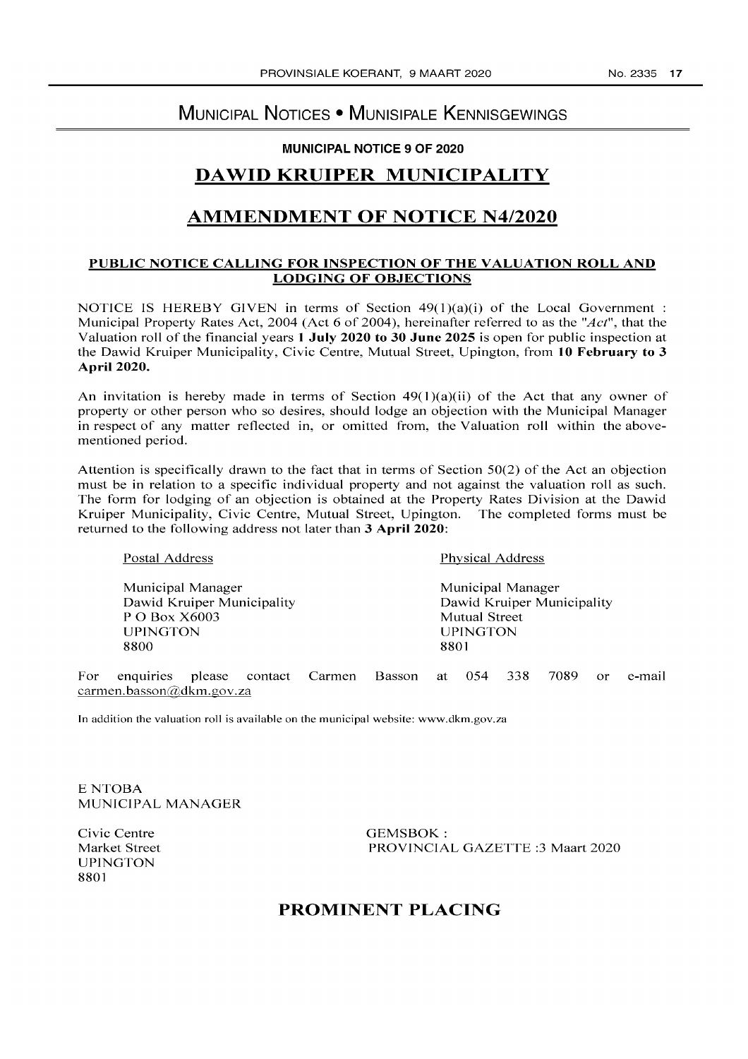# MUNICIPAL NOTICES • MUNISIPALE KENNISGEWINGS

**MUNICIPAL NOTICE 9 OF 2020**

## DAWID KRUIPER MUNICIPALITY

## AMMENDMENT OF NOTICE N4/2020

**PUBLIC NOTICE CALLING FOR INSPECTION OF THE VALUATION ROLL AND LODGING OF OBJECTIONS**

NOTICE IS HEREBY GIVEN in terms of Section 49(1)(a)(i) of the Local Government : Municipal Property Rates Act, 2004 (Act 6 of 2004), hereinafter referred to as the "*Act*", that the Valuation roll of the financial years **1 July 2020 to 30 June 2025** is open for public inspection at the Dawid Kruiper Municipality, Civic Centre, Mutual Street, Upington, from **10 February to 3 April 2020.**

An invitation is hereby made in terms of Section 49(1)(a)(ii) of the Act that any owner of property or other person who so desires, should lodge an objection with the Municipal Manager in respect of any matter reflected in, or omitted from, the Valuation roll within the above-mentioned period.

Attention is specifically drawn to the fact that in terms of Section 50(2) of the Act an objection must be in relation to a specific individual property and not against the valuation roll as such. The form for lodging of an objection is obtained at the Property Rates Division at the Dawid Kruiper Municipality, Civic Centre, Mutual Street, Upington. The completed forms must be returned to the following address not later than **3 April 2020**:

| Postal Address | Physical Address |
|---|---|
| Municipal Manager<br>Dawid Kruiper Municipality<br>P O Box X6003<br>UPINGTON<br>8800 | Municipal Manager<br>Dawid Kruiper Municipality<br>Mutual Street<br>UPINGTON<br>8801 |

For enquiries please contact Carmen Basson at 054 338 7089 or e-mail carmen.basson@dkm.gov.za

In addition the valuation roll is available on the municipal website: www.dkm.gov.za

E NTOBA
MUNICIPAL MANAGER

Civic Centre
Market Street
UPINGTON
8801

GEMSBOK :
PROVINCIAL GAZETTE :3 Maart 2020

## PROMINENT PLACING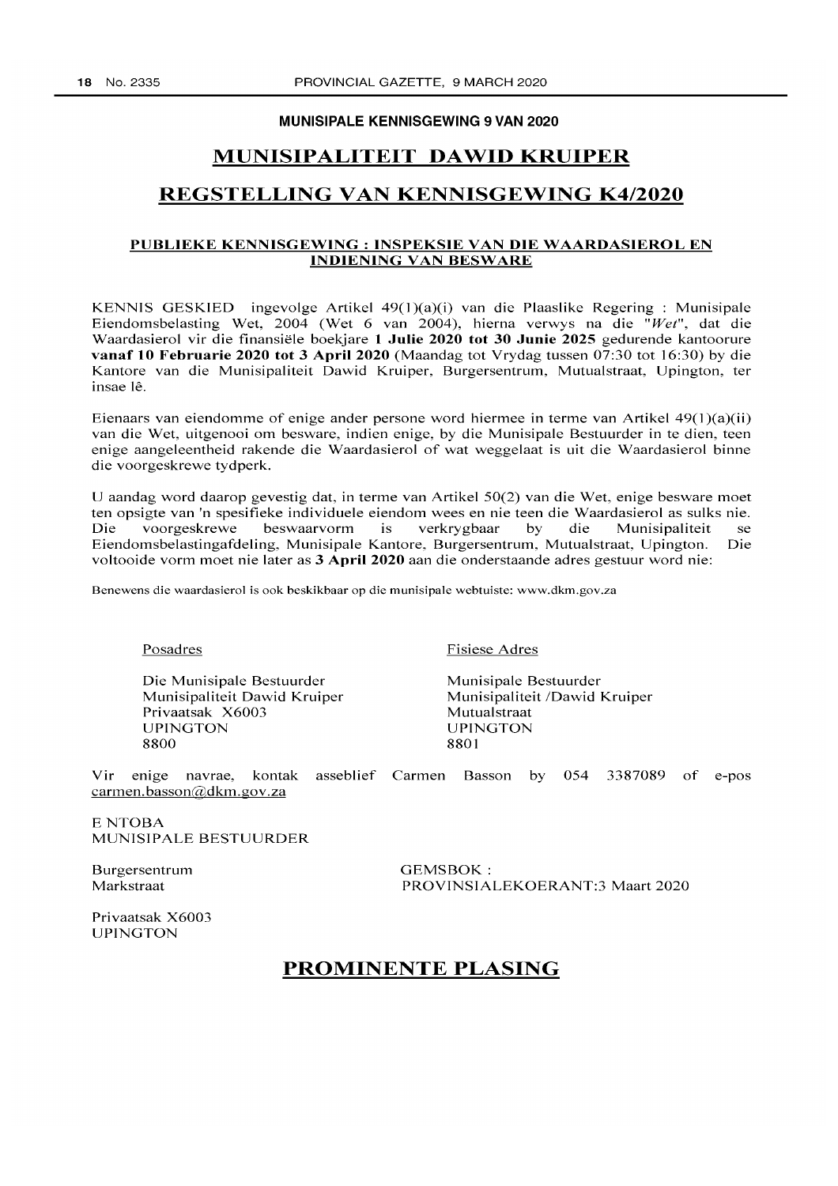**MUNISIPALE KENNISGEWING 9 VAN 2020**

# MUNISIPALITEIT DAWID KRUIPER

## REGSTELLING VAN KENNISGEWING K4/2020

### PUBLIEKE KENNISGEWING : INSPEKSIE VAN DIE WAARDASIEROL EN INDIENING VAN BESWARE

KENNIS GESKIED ingevolge Artikel 49(1)(a)(i) van die Plaaslike Regering : Munisipale Eiendomsbelasting Wet, 2004 (Wet 6 van 2004), hierna verwys na die "*Wet*", dat die Waardasierol vir die finansiële boekjare **1 Julie 2020 tot 30 Junie 2025** gedurende kantoorure **vanaf 10 Februarie 2020 tot 3 April 2020** (Maandag tot Vrydag tussen 07:30 tot 16:30) by die Kantore van die Munisipaliteit Dawid Kruiper, Burgersentrum, Mutualstraat, Upington, ter insae lê.

Eienaars van eiendomme of enige ander persone word hiermee in terme van Artikel 49(1)(a)(ii) van die Wet, uitgenooi om besware, indien enige, by die Munisipale Bestuurder in te dien, teen enige aangeleentheid rakende die Waardasierol of wat weggelaat is uit die Waardasierol binne die voorgeskrewe tydperk.

U aandag word daarop gevestig dat, in terme van Artikel 50(2) van die Wet, enige besware moet ten opsigte van 'n spesifieke individuele eiendom wees en nie teen die Waardasierol as sulks nie. Die voorgeskrewe beswaarvorm is verkrygbaar by die Munisipaliteit se Eiendomsbelastingafdeling, Munisipale Kantore, Burgersentrum, Mutualstraat, Upington. Die voltooide vorm moet nie later as **3 April 2020** aan die onderstaande adres gestuur word nie:

Benewens die waardasierol is ook beskikbaar op die munisipale webtuiste: www.dkm.gov.za

Posadres

Die Munisipale Bestuurder  
Munisipaliteit Dawid Kruiper  
Privaatsak X6003  
UPINGTON  
8800

Fisiese Adres

Munisipale Bestuurder  
Munisipaliteit /Dawid Kruiper  
Mutualstraat  
UPINGTON  
8801

Vir enige navrae, kontak asseblief Carmen Basson by 054 3387089 of e-pos carmen.basson@dkm.gov.za

E NTOBA  
MUNISIPALE BESTUURDER

Burgersentrum  
Markstraat

Privaatsak X6003  
UPINGTON

GEMSBOK :  
PROVINSIALEKOERANT:3 Maart 2020

## PROMINENTE PLASING